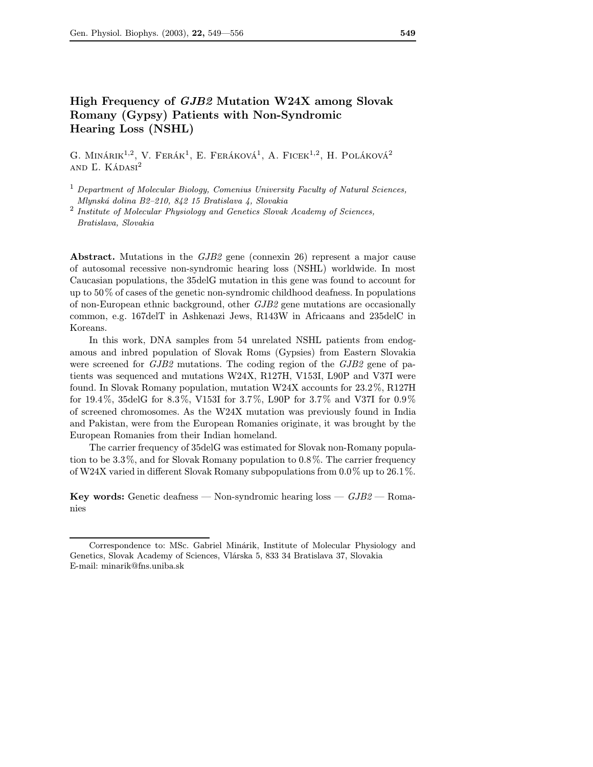# High Frequency of *GJB2* Mutation W24X among Slovak Romany (Gypsy) Patients with Non-Syndromic Hearing Loss (NSHL)

G. Minárik[1,2], V. Ferák[1], E. Feráková[1], A. Ficek[1,2], H. Poláková[2] and Ľ. Kádasi[2]

[1] *Department of Molecular Biology, Comenius University Faculty of Natural Sciences, Mlynská dolina B2–210, 842 15 Bratislava 4, Slovakia*

[2] *Institute of Molecular Physiology and Genetics Slovak Academy of Sciences, Bratislava, Slovakia*

**Abstract.** Mutations in the *GJB2* gene (connexin 26) represent a major cause of autosomal recessive non-syndromic hearing loss (NSHL) worldwide. In most Caucasian populations, the 35delG mutation in this gene was found to account for up to 50 % of cases of the genetic non-syndromic childhood deafness. In populations of non-European ethnic background, other *GJB2* gene mutations are occasionally common, e.g. 167delT in Ashkenazi Jews, R143W in Africaans and 235delC in Koreans.

In this work, DNA samples from 54 unrelated NSHL patients from endogamous and inbred population of Slovak Roms (Gypsies) from Eastern Slovakia were screened for *GJB2* mutations. The coding region of the *GJB2* gene of patients was sequenced and mutations W24X, R127H, V153I, L90P and V37I were found. In Slovak Romany population, mutation W24X accounts for 23.2 %, R127H for 19.4 %, 35delG for 8.3 %, V153I for 3.7 %, L90P for 3.7 % and V37I for 0.9 % of screened chromosomes. As the W24X mutation was previously found in India and Pakistan, were from the European Romanies originate, it was brought by the European Romanies from their Indian homeland.

The carrier frequency of 35delG was estimated for Slovak non-Romany population to be 3.3 %, and for Slovak Romany population to 0.8 %. The carrier frequency of W24X varied in different Slovak Romany subpopulations from 0.0 % up to 26.1 %.

**Key words:** Genetic deafness — Non-syndromic hearing loss — *GJB2* — Romanies

---

Correspondence to: MSc. Gabriel Minárik, Institute of Molecular Physiology and Genetics, Slovak Academy of Sciences, Vlárska 5, 833 34 Bratislava 37, Slovakia
E-mail: minarik@fns.uniba.sk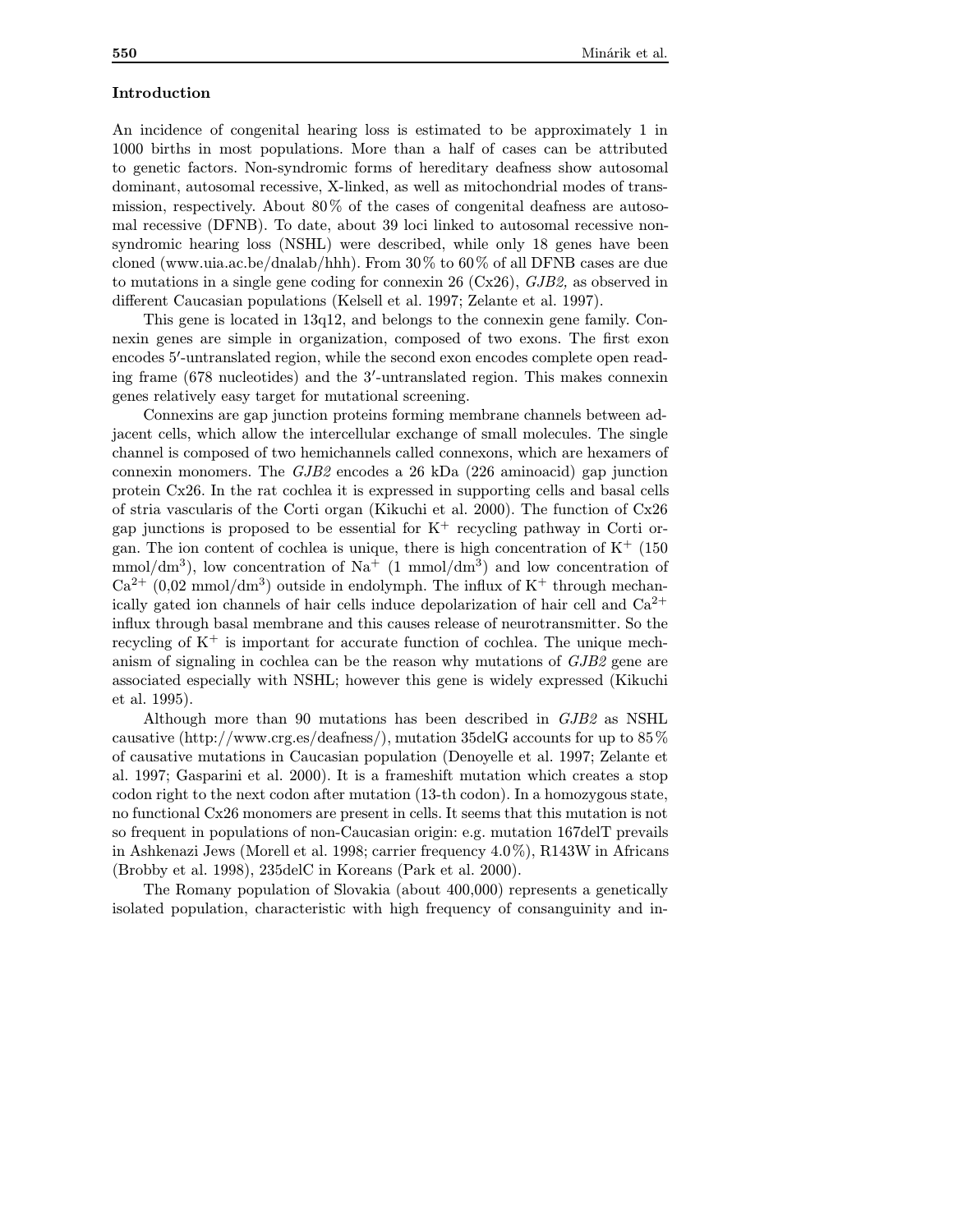## Introduction

An incidence of congenital hearing loss is estimated to be approximately 1 in 1000 births in most populations. More than a half of cases can be attributed to genetic factors. Non-syndromic forms of hereditary deafness show autosomal dominant, autosomal recessive, X-linked, as well as mitochondrial modes of transmission, respectively. About 80 % of the cases of congenital deafness are autosomal recessive (DFNB). To date, about 39 loci linked to autosomal recessive non-syndromic hearing loss (NSHL) were described, while only 18 genes have been cloned (www.uia.ac.be/dnalab/hhh). From 30 % to 60 % of all DFNB cases are due to mutations in a single gene coding for connexin 26 (Cx26), *GJB2,* as observed in different Caucasian populations (Kelsell et al. 1997; Zelante et al. 1997).

This gene is located in 13q12, and belongs to the connexin gene family. Connexin genes are simple in organization, composed of two exons. The first exon encodes 5′-untranslated region, while the second exon encodes complete open reading frame (678 nucleotides) and the 3′-untranslated region. This makes connexin genes relatively easy target for mutational screening.

Connexins are gap junction proteins forming membrane channels between adjacent cells, which allow the intercellular exchange of small molecules. The single channel is composed of two hemichannels called connexons, which are hexamers of connexin monomers. The *GJB2* encodes a 26 kDa (226 aminoacid) gap junction protein Cx26. In the rat cochlea it is expressed in supporting cells and basal cells of stria vascularis of the Corti organ (Kikuchi et al. 2000). The function of Cx26 gap junctions is proposed to be essential for $K^+$ recycling pathway in Corti organ. The ion content of cochlea is unique, there is high concentration of $K^+$ (150 $mmol/dm^3$), low concentration of $Na^+$ (1 $mmol/dm^3$) and low concentration of $Ca^{2+}$ (0,02 $mmol/dm^3$) outside in endolymph. The influx of $K^+$ through mechanically gated ion channels of hair cells induce depolarization of hair cell and $Ca^{2+}$ influx through basal membrane and this causes release of neurotransmitter. So the recycling of $K^+$ is important for accurate function of cochlea. The unique mechanism of signaling in cochlea can be the reason why mutations of *GJB2* gene are associated especially with NSHL; however this gene is widely expressed (Kikuchi et al. 1995).

Although more than 90 mutations has been described in *GJB2* as NSHL causative (http://www.crg.es/deafness/), mutation 35delG accounts for up to 85 % of causative mutations in Caucasian population (Denoyelle et al. 1997; Zelante et al. 1997; Gasparini et al. 2000). It is a frameshift mutation which creates a stop codon right to the next codon after mutation (13-th codon). In a homozygous state, no functional Cx26 monomers are present in cells. It seems that this mutation is not so frequent in populations of non-Caucasian origin: e.g. mutation 167delT prevails in Ashkenazi Jews (Morell et al. 1998; carrier frequency 4.0 %), R143W in Africans (Brobby et al. 1998), 235delC in Koreans (Park et al. 2000).

The Romany population of Slovakia (about 400,000) represents a genetically isolated population, characteristic with high frequency of consanguinity and in-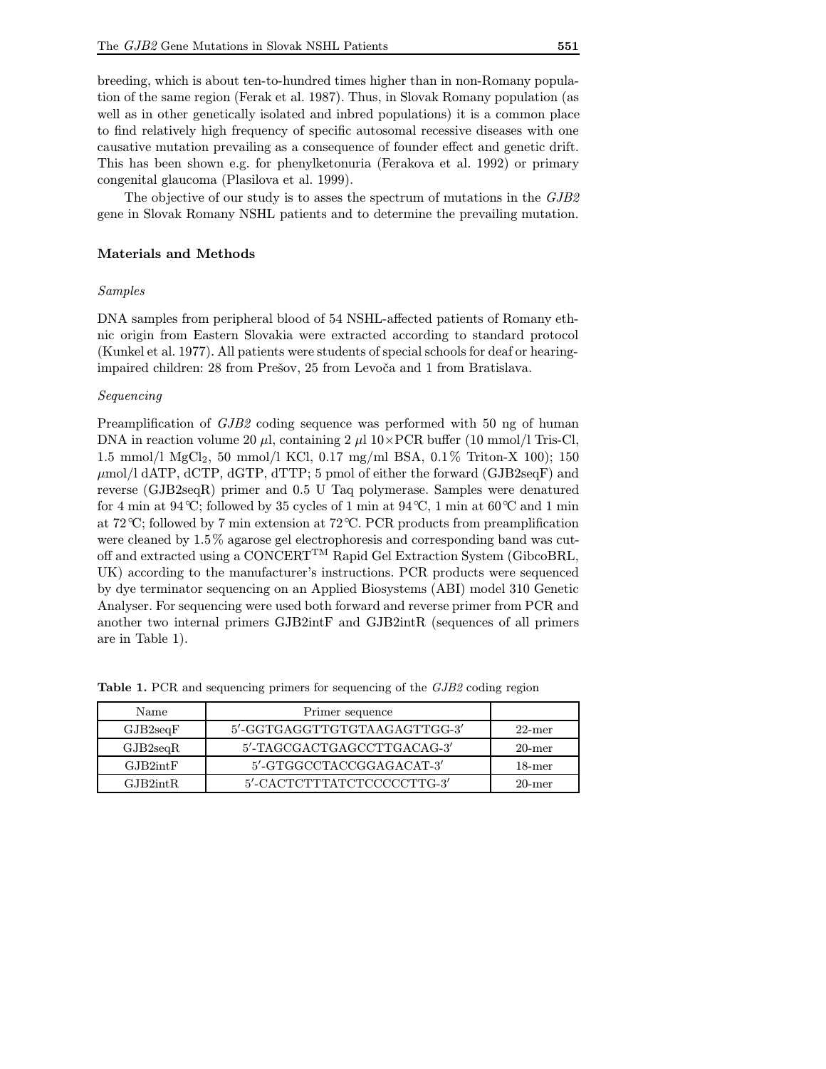breeding, which is about ten-to-hundred times higher than in non-Romany population of the same region (Ferak et al. 1987). Thus, in Slovak Romany population (as well as in other genetically isolated and inbred populations) it is a common place to find relatively high frequency of specific autosomal recessive diseases with one causative mutation prevailing as a consequence of founder effect and genetic drift. This has been shown e.g. for phenylketonuria (Ferakova et al. 1992) or primary congenital glaucoma (Plasilova et al. 1999).

The objective of our study is to asses the spectrum of mutations in the *GJB2* gene in Slovak Romany NSHL patients and to determine the prevailing mutation.

## Materials and Methods

### *Samples*

DNA samples from peripheral blood of 54 NSHL-affected patients of Romany ethnic origin from Eastern Slovakia were extracted according to standard protocol (Kunkel et al. 1977). All patients were students of special schools for deaf or hearing-impaired children: 28 from Prešov, 25 from Levoča and 1 from Bratislava.

### *Sequencing*

Preamplification of *GJB2* coding sequence was performed with 50 ng of human DNA in reaction volume 20 $\mu$l, containing 2 $\mu$l 10×PCR buffer (10 mmol/l Tris-Cl, 1.5 mmol/l $MgCl_2$, 50 mmol/l KCl, 0.17 mg/ml BSA, 0.1% Triton-X 100); 150 $\mu$mol/l dATP, dCTP, dGTP, dTTP; 5 pmol of either the forward (GJB2seqF) and reverse (GJB2seqR) primer and 0.5 U Taq polymerase. Samples were denatured for 4 min at 94 ℃; followed by 35 cycles of 1 min at 94 ℃, 1 min at 60 ℃ and 1 min at 72 ℃; followed by 7 min extension at 72 ℃. PCR products from preamplification were cleaned by 1.5% agarose gel electrophoresis and corresponding band was cut-off and extracted using a CONCERT™ Rapid Gel Extraction System (GibcoBRL, UK) according to the manufacturer's instructions. PCR products were sequenced by dye terminator sequencing on an Applied Biosystems (ABI) model 310 Genetic Analyser. For sequencing were used both forward and reverse primer from PCR and another two internal primers GJB2intF and GJB2intR (sequences of all primers are in Table 1).

**Table 1.** PCR and sequencing primers for sequencing of the *GJB2* coding region

| Name | Primer sequence | |
|---|---|---|
| GJB2seqF | 5′-GGTGAGGTTGTGTAAGAGTTGG-3′ | 22-mer |
| GJB2seqR | 5′-TAGCGACTGAGCCTTGACAG-3′ | 20-mer |
| GJB2intF | 5′-GTGGCCTACCGGAGACAT-3′ | 18-mer |
| GJB2intR | 5′-CACTCTTTATCTCCCCCTTG-3′ | 20-mer |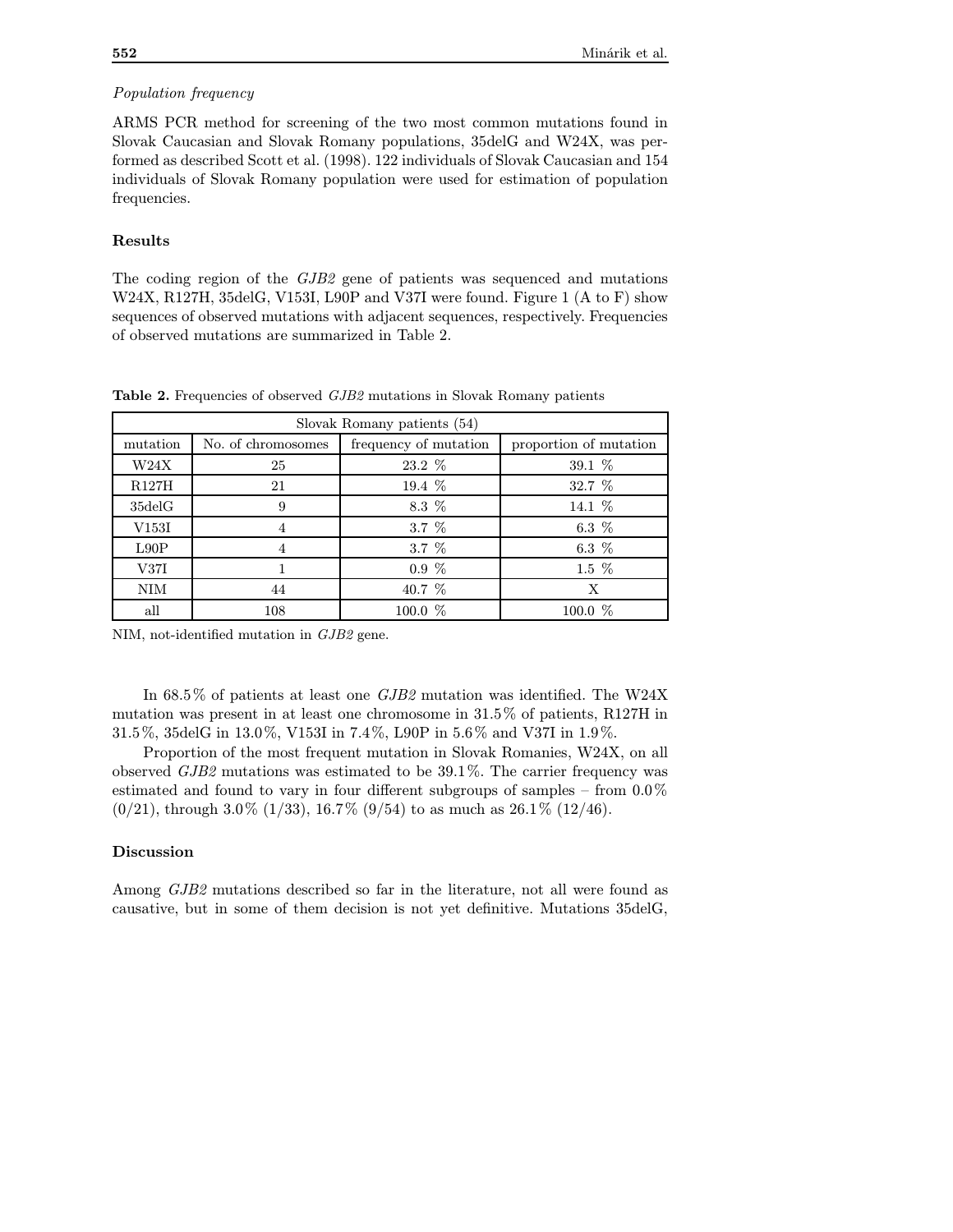*Population frequency*

ARMS PCR method for screening of the two most common mutations found in Slovak Caucasian and Slovak Romany populations, 35delG and W24X, was performed as described Scott et al. (1998). 122 individuals of Slovak Caucasian and 154 individuals of Slovak Romany population were used for estimation of population frequencies.

## Results

The coding region of the *GJB2* gene of patients was sequenced and mutations W24X, R127H, 35delG, V153I, L90P and V37I were found. Figure 1 (A to F) show sequences of observed mutations with adjacent sequences, respectively. Frequencies of observed mutations are summarized in Table 2.

**Table 2.** Frequencies of observed *GJB2* mutations in Slovak Romany patients

| Slovak Romany patients (54) | | | |
|---|---|---|---|
| mutation | No. of chromosomes | frequency of mutation | proportion of mutation |
| W24X | 25 | 23.2 % | 39.1 % |
| R127H | 21 | 19.4 % | 32.7 % |
| 35delG | 9 | 8.3 % | 14.1 % |
| V153I | 4 | 3.7 % | 6.3 % |
| L90P | 4 | 3.7 % | 6.3 % |
| V37I | 1 | 0.9 % | 1.5 % |
| NIM | 44 | 40.7 % | X |
| all | 108 | 100.0 % | 100.0 % |

NIM, not-identified mutation in *GJB2* gene.

In 68.5% of patients at least one *GJB2* mutation was identified. The W24X mutation was present in at least one chromosome in 31.5% of patients, R127H in 31.5%, 35delG in 13.0%, V153I in 7.4%, L90P in 5.6% and V37I in 1.9%.

Proportion of the most frequent mutation in Slovak Romanies, W24X, on all observed *GJB2* mutations was estimated to be 39.1%. The carrier frequency was estimated and found to vary in four different subgroups of samples – from 0.0% (0/21), through 3.0% (1/33), 16.7% (9/54) to as much as 26.1% (12/46).

## Discussion

Among *GJB2* mutations described so far in the literature, not all were found as causative, but in some of them decision is not yet definitive. Mutations 35delG,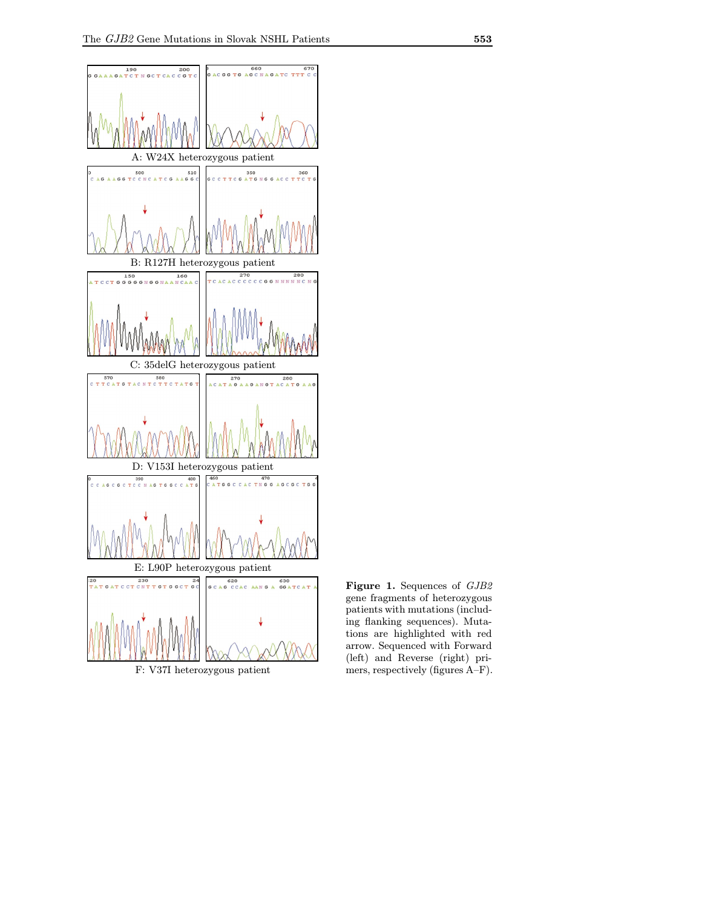A: W24X heterozygous patient

B: R127H heterozygous patient

C: 35delG heterozygous patient

D: V153I heterozygous patient

E: L90P heterozygous patient

F: V37I heterozygous patient

**Figure 1.** Sequences of *GJB2* gene fragments of heterozygous patients with mutations (including flanking sequences). Mutations are highlighted with red arrow. Sequenced with Forward (left) and Reverse (right) primers, respectively (figures A–F).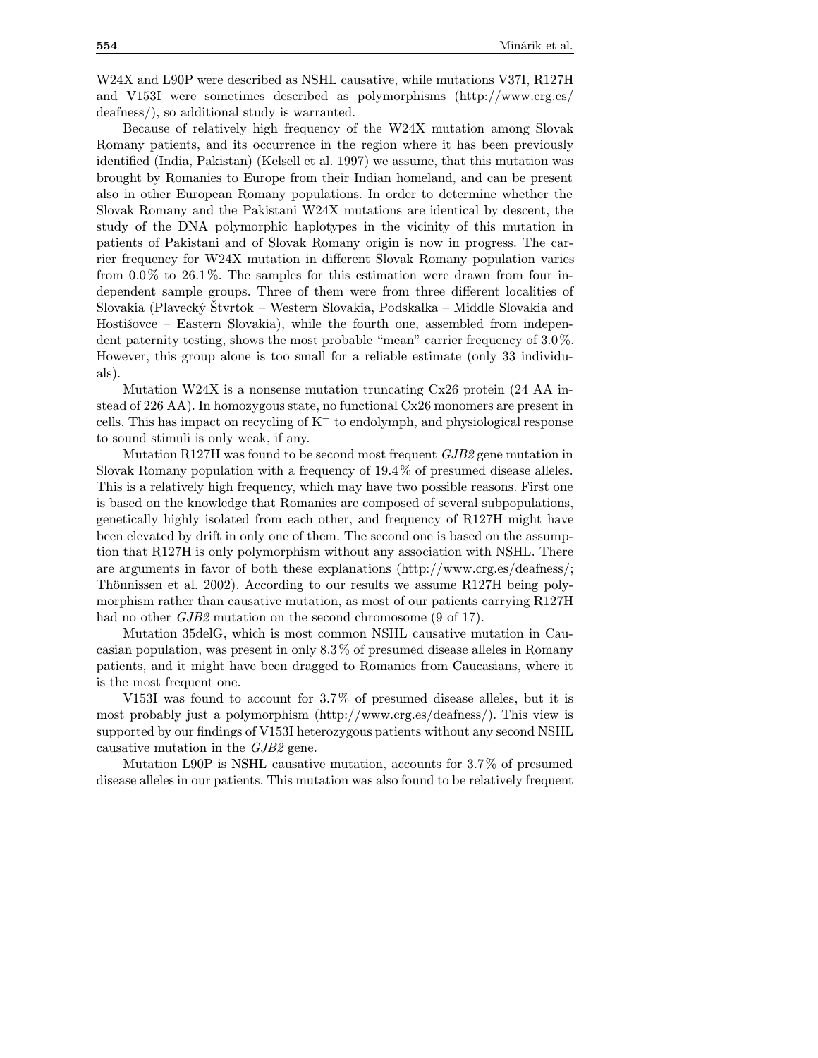W24X and L90P were described as NSHL causative, while mutations V37I, R127H and V153I were sometimes described as polymorphisms (http://www.crg.es/deafness/), so additional study is warranted.

Because of relatively high frequency of the W24X mutation among Slovak Romany patients, and its occurrence in the region where it has been previously identified (India, Pakistan) (Kelsell et al. 1997) we assume, that this mutation was brought by Romanies to Europe from their Indian homeland, and can be present also in other European Romany populations. In order to determine whether the Slovak Romany and the Pakistani W24X mutations are identical by descent, the study of the DNA polymorphic haplotypes in the vicinity of this mutation in patients of Pakistani and of Slovak Romany origin is now in progress. The carrier frequency for W24X mutation in different Slovak Romany population varies from 0.0% to 26.1%. The samples for this estimation were drawn from four independent sample groups. Three of them were from three different localities of Slovakia (Plavecký Štvrtok – Western Slovakia, Podskalka – Middle Slovakia and Hostišovce – Eastern Slovakia), while the fourth one, assembled from independent paternity testing, shows the most probable "mean" carrier frequency of 3.0%. However, this group alone is too small for a reliable estimate (only 33 individuals).

Mutation W24X is a nonsense mutation truncating Cx26 protein (24 AA instead of 226 AA). In homozygous state, no functional Cx26 monomers are present in cells. This has impact on recycling of $K^+$ to endolymph, and physiological response to sound stimuli is only weak, if any.

Mutation R127H was found to be second most frequent *GJB2* gene mutation in Slovak Romany population with a frequency of 19.4% of presumed disease alleles. This is a relatively high frequency, which may have two possible reasons. First one is based on the knowledge that Romanies are composed of several subpopulations, genetically highly isolated from each other, and frequency of R127H might have been elevated by drift in only one of them. The second one is based on the assumption that R127H is only polymorphism without any association with NSHL. There are arguments in favor of both these explanations (http://www.crg.es/deafness/; Thönnissen et al. 2002). According to our results we assume R127H being polymorphism rather than causative mutation, as most of our patients carrying R127H had no other *GJB2* mutation on the second chromosome (9 of 17).

Mutation 35delG, which is most common NSHL causative mutation in Caucasian population, was present in only 8.3% of presumed disease alleles in Romany patients, and it might have been dragged to Romanies from Caucasians, where it is the most frequent one.

V153I was found to account for 3.7% of presumed disease alleles, but it is most probably just a polymorphism (http://www.crg.es/deafness/). This view is supported by our findings of V153I heterozygous patients without any second NSHL causative mutation in the *GJB2* gene.

Mutation L90P is NSHL causative mutation, accounts for 3.7% of presumed disease alleles in our patients. This mutation was also found to be relatively frequent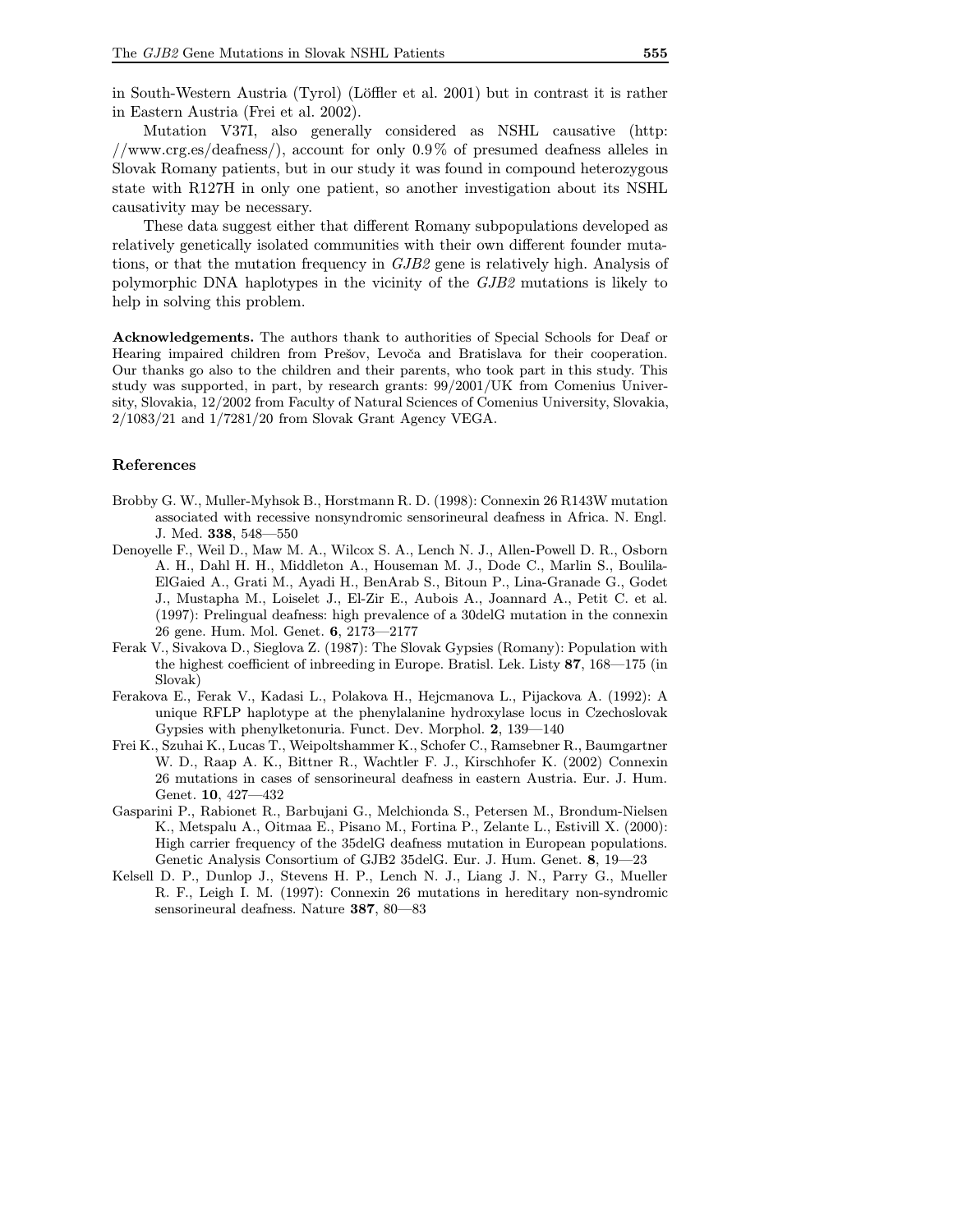in South-Western Austria (Tyrol) (Löffler et al. 2001) but in contrast it is rather in Eastern Austria (Frei et al. 2002).

Mutation V37I, also generally considered as NSHL causative (http://www.crg.es/deafness/), account for only 0.9 % of presumed deafness alleles in Slovak Romany patients, but in our study it was found in compound heterozygous state with R127H in only one patient, so another investigation about its NSHL causativity may be necessary.

These data suggest either that different Romany subpopulations developed as relatively genetically isolated communities with their own different founder mutations, or that the mutation frequency in *GJB2* gene is relatively high. Analysis of polymorphic DNA haplotypes in the vicinity of the *GJB2* mutations is likely to help in solving this problem.

**Acknowledgements.** The authors thank to authorities of Special Schools for Deaf or Hearing impaired children from Prešov, Levoča and Bratislava for their cooperation. Our thanks go also to the children and their parents, who took part in this study. This study was supported, in part, by research grants: 99/2001/UK from Comenius University, Slovakia, 12/2002 from Faculty of Natural Sciences of Comenius University, Slovakia, 2/1083/21 and 1/7281/20 from Slovak Grant Agency VEGA.

## References

Brobby G. W., Muller-Myhsok B., Horstmann R. D. (1998): Connexin 26 R143W mutation associated with recessive nonsyndromic sensorineural deafness in Africa. N. Engl. J. Med. **338**, 548—550

Denoyelle F., Weil D., Maw M. A., Wilcox S. A., Lench N. J., Allen-Powell D. R., Osborn A. H., Dahl H. H., Middleton A., Houseman M. J., Dode C., Marlin S., Boulila-ElGaied A., Grati M., Ayadi H., BenArab S., Bitoun P., Lina-Granade G., Godet J., Mustapha M., Loiselet J., El-Zir E., Aubois A., Joannard A., Petit C. et al. (1997): Prelingual deafness: high prevalence of a 30delG mutation in the connexin 26 gene. Hum. Mol. Genet. **6**, 2173—2177

Ferak V., Sivakova D., Sieglova Z. (1987): The Slovak Gypsies (Romany): Population with the highest coefficient of inbreeding in Europe. Bratisl. Lek. Listy **87**, 168—175 (in Slovak)

Ferakova E., Ferak V., Kadasi L., Polakova H., Hejcmanova L., Pijackova A. (1992): A unique RFLP haplotype at the phenylalanine hydroxylase locus in Czechoslovak Gypsies with phenylketonuria. Funct. Dev. Morphol. **2**, 139—140

Frei K., Szuhai K., Lucas T., Weipoltshammer K., Schofer C., Ramsebner R., Baumgartner W. D., Raap A. K., Bittner R., Wachtler F. J., Kirschhofer K. (2002) Connexin 26 mutations in cases of sensorineural deafness in eastern Austria. Eur. J. Hum. Genet. **10**, 427—432

Gasparini P., Rabionet R., Barbujani G., Melchionda S., Petersen M., Brondum-Nielsen K., Metspalu A., Oitmaa E., Pisano M., Fortina P., Zelante L., Estivill X. (2000): High carrier frequency of the 35delG deafness mutation in European populations. Genetic Analysis Consortium of GJB2 35delG. Eur. J. Hum. Genet. **8**, 19—23

Kelsell D. P., Dunlop J., Stevens H. P., Lench N. J., Liang J. N., Parry G., Mueller R. F., Leigh I. M. (1997): Connexin 26 mutations in hereditary non-syndromic sensorineural deafness. Nature **387**, 80—83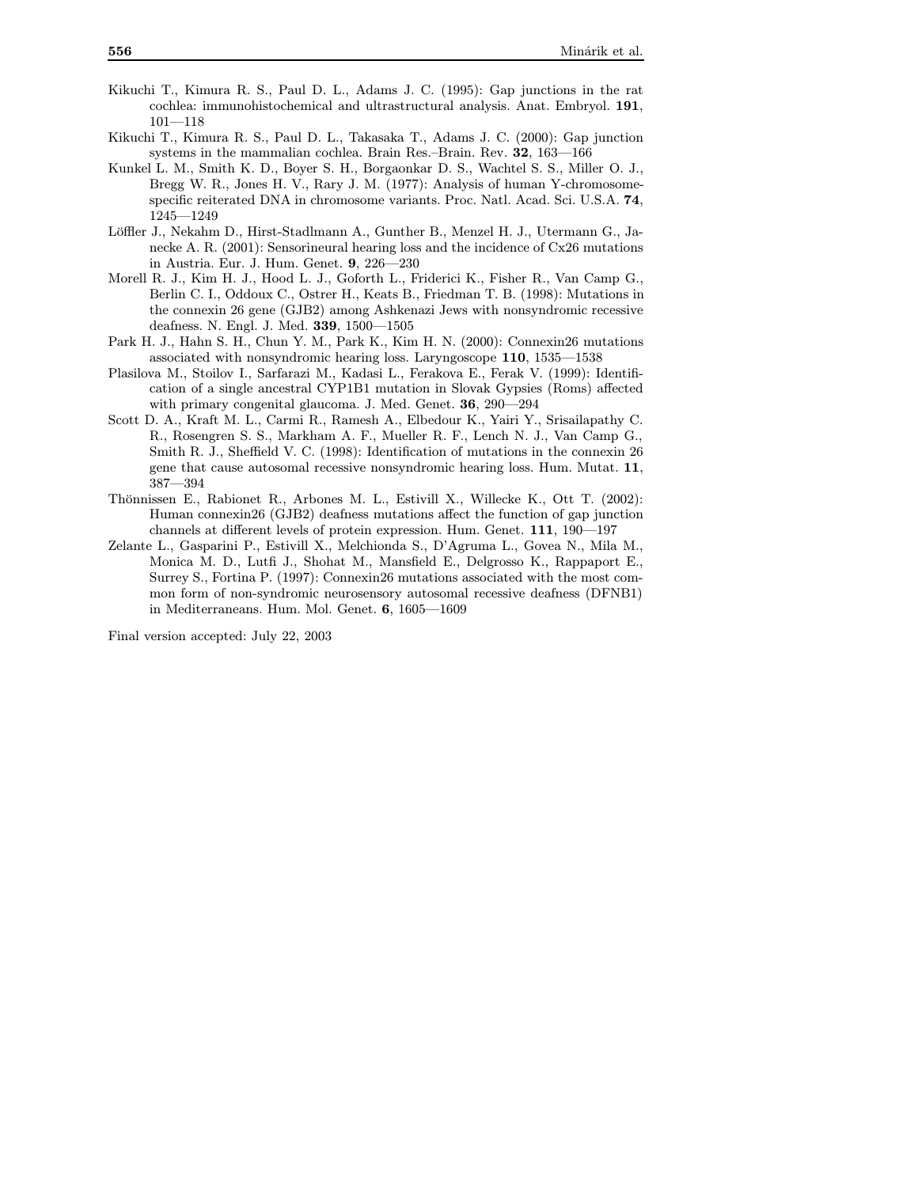Kikuchi T., Kimura R. S., Paul D. L., Adams J. C. (1995): Gap junctions in the rat cochlea: immunohistochemical and ultrastructural analysis. Anat. Embryol. **191**, 101—118

Kikuchi T., Kimura R. S., Paul D. L., Takasaka T., Adams J. C. (2000): Gap junction systems in the mammalian cochlea. Brain Res.–Brain. Rev. **32**, 163—166

Kunkel L. M., Smith K. D., Boyer S. H., Borgaonkar D. S., Wachtel S. S., Miller O. J., Bregg W. R., Jones H. V., Rary J. M. (1977): Analysis of human Y-chromosome-specific reiterated DNA in chromosome variants. Proc. Natl. Acad. Sci. U.S.A. **74**, 1245—1249

Löffler J., Nekahm D., Hirst-Stadlmann A., Gunther B., Menzel H. J., Utermann G., Janecke A. R. (2001): Sensorineural hearing loss and the incidence of Cx26 mutations in Austria. Eur. J. Hum. Genet. **9**, 226—230

Morell R. J., Kim H. J., Hood L. J., Goforth L., Friderici K., Fisher R., Van Camp G., Berlin C. I., Oddoux C., Ostrer H., Keats B., Friedman T. B. (1998): Mutations in the connexin 26 gene (GJB2) among Ashkenazi Jews with nonsyndromic recessive deafness. N. Engl. J. Med. **339**, 1500—1505

Park H. J., Hahn S. H., Chun Y. M., Park K., Kim H. N. (2000): Connexin26 mutations associated with nonsyndromic hearing loss. Laryngoscope **110**, 1535—1538

Plasilova M., Stoilov I., Sarfarazi M., Kadasi L., Ferakova E., Ferak V. (1999): Identification of a single ancestral CYP1B1 mutation in Slovak Gypsies (Roms) affected with primary congenital glaucoma. J. Med. Genet. **36**, 290—294

Scott D. A., Kraft M. L., Carmi R., Ramesh A., Elbedour K., Yairi Y., Srisailapathy C. R., Rosengren S. S., Markham A. F., Mueller R. F., Lench N. J., Van Camp G., Smith R. J., Sheffield V. C. (1998): Identification of mutations in the connexin 26 gene that cause autosomal recessive nonsyndromic hearing loss. Hum. Mutat. **11**, 387—394

Thönnissen E., Rabionet R., Arbones M. L., Estivill X., Willecke K., Ott T. (2002): Human connexin26 (GJB2) deafness mutations affect the function of gap junction channels at different levels of protein expression. Hum. Genet. **111**, 190—197

Zelante L., Gasparini P., Estivill X., Melchionda S., D'Agruma L., Govea N., Mila M., Monica M. D., Lutfi J., Shohat M., Mansfield E., Delgrosso K., Rappaport E., Surrey S., Fortina P. (1997): Connexin26 mutations associated with the most common form of non-syndromic neurosensory autosomal recessive deafness (DFNB1) in Mediterraneans. Hum. Mol. Genet. **6**, 1605—1609

Final version accepted: July 22, 2003